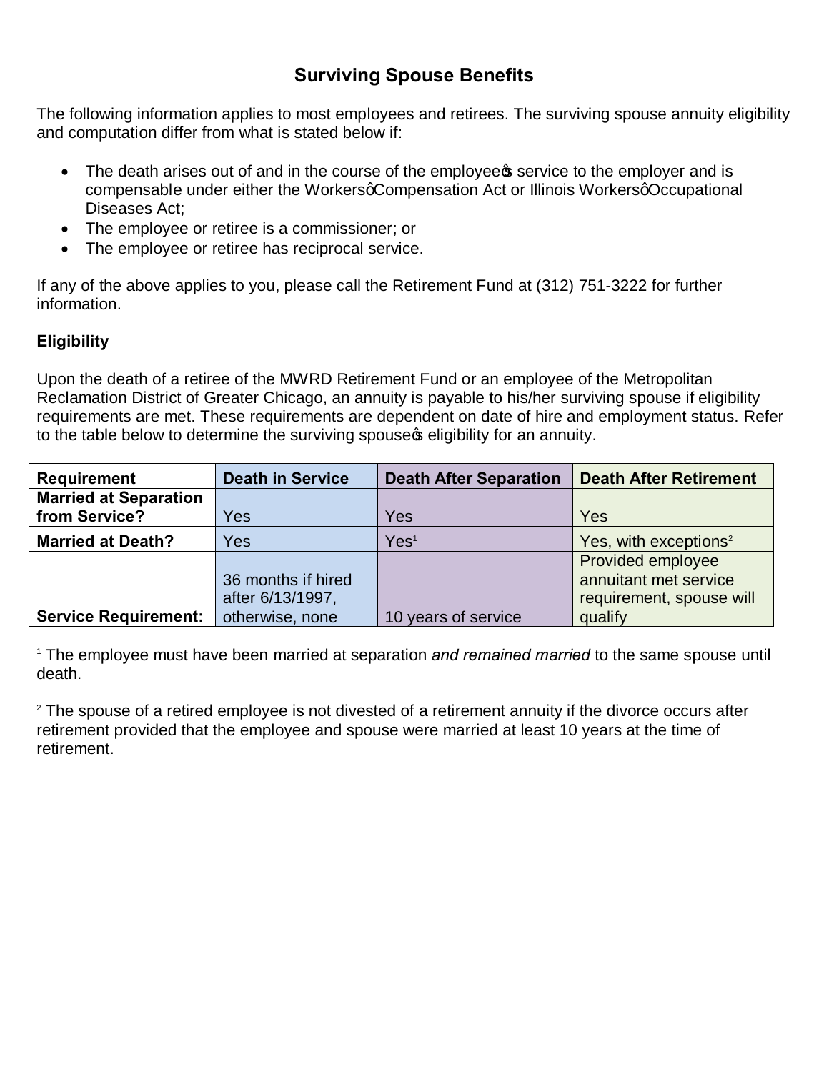# Surviving Spouse Benefits

The following information applies to most employees and retirees. The surviving spouse annuity eligibility and computation differ from what is stated below if:

- The death arises out of and in the course of the employee's service to the employer and is compensable under either the Workers' Compensation Act or Illinois Workers' Occupational Diseases Act;
- The employee or retiree is a commissioner; or
- The employee or retiree has reciprocal service.

If any of the above applies to you, please call the Retirement Fund at (312) 751-3222 for further information.

**Eligibility**

Upon the death of a retiree of the MWRD Retirement Fund or an employee of the Metropolitan Reclamation District of Greater Chicago, an annuity is payable to his/her surviving spouse if eligibility requirements are met. These requirements are dependent on date of hire and employment status. Refer to the table below to determine the surviving spouse's eligibility for an annuity.

| Requirement | Death in Service | Death After Separation | Death After Retirement |
|---|---|---|---|
| **Married at Separation from Service?** | Yes | Yes | Yes |
| **Married at Death?** | Yes | Yes[1] | Yes, with exceptions[2] |
| **Service Requirement:** | 36 months if hired after 6/13/1997, otherwise, none | 10 years of service | Provided employee annuitant met service requirement, spouse will qualify |

[1] The employee must have been married at separation *and remained married* to the same spouse until death.

[2] The spouse of a retired employee is not divested of a retirement annuity if the divorce occurs after retirement provided that the employee and spouse were married at least 10 years at the time of retirement.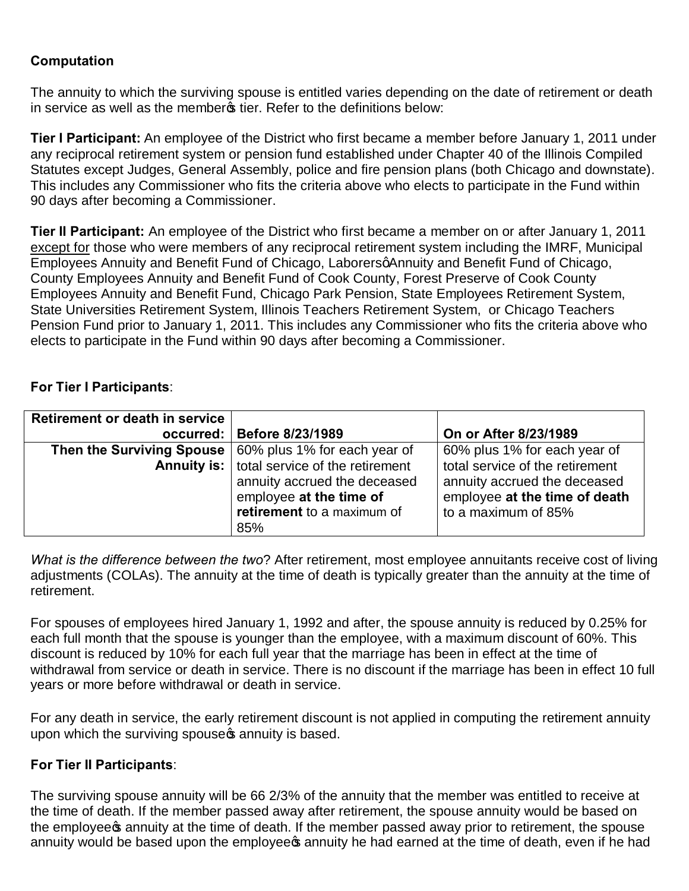**Computation**

The annuity to which the surviving spouse is entitled varies depending on the date of retirement or death in service as well as the member's tier. Refer to the definitions below:

**Tier I Participant:** An employee of the District who first became a member before January 1, 2011 under any reciprocal retirement system or pension fund established under Chapter 40 of the Illinois Compiled Statutes except Judges, General Assembly, police and fire pension plans (both Chicago and downstate). This includes any Commissioner who fits the criteria above who elects to participate in the Fund within 90 days after becoming a Commissioner.

**Tier II Participant:** An employee of the District who first became a member on or after January 1, 2011 <u>except for</u> those who were members of any reciprocal retirement system including the IMRF, Municipal Employees Annuity and Benefit Fund of Chicago, Laborers' Annuity and Benefit Fund of Chicago, County Employees Annuity and Benefit Fund of Cook County, Forest Preserve of Cook County Employees Annuity and Benefit Fund, Chicago Park Pension, State Employees Retirement System, State Universities Retirement System, Illinois Teachers Retirement System, or Chicago Teachers Pension Fund prior to January 1, 2011. This includes any Commissioner who fits the criteria above who elects to participate in the Fund within 90 days after becoming a Commissioner.

**For Tier I Participants**:

| **Retirement or death in service occurred:** | **Before 8/23/1989** | **On or After 8/23/1989** |
|---|---|---|
| **Then the Surviving Spouse Annuity is:** | 60% plus 1% for each year of total service of the retirement annuity accrued the deceased employee **at the time of retirement** to a maximum of 85% | 60% plus 1% for each year of total service of the retirement annuity accrued the deceased employee **at the time of death** to a maximum of 85% |

*What is the difference between the two*? After retirement, most employee annuitants receive cost of living adjustments (COLAs). The annuity at the time of death is typically greater than the annuity at the time of retirement.

For spouses of employees hired January 1, 1992 and after, the spouse annuity is reduced by 0.25% for each full month that the spouse is younger than the employee, with a maximum discount of 60%. This discount is reduced by 10% for each full year that the marriage has been in effect at the time of withdrawal from service or death in service. There is no discount if the marriage has been in effect 10 full years or more before withdrawal or death in service.

For any death in service, the early retirement discount is not applied in computing the retirement annuity upon which the surviving spouse's annuity is based.

**For Tier II Participants**:

The surviving spouse annuity will be 66 2/3% of the annuity that the member was entitled to receive at the time of death. If the member passed away after retirement, the spouse annuity would be based on the employee's annuity at the time of death. If the member passed away prior to retirement, the spouse annuity would be based upon the employee's annuity he had earned at the time of death, even if he had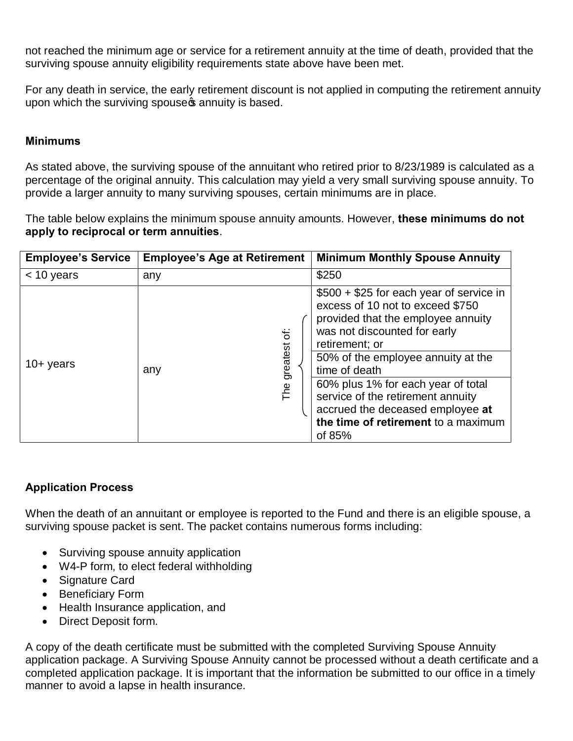not reached the minimum age or service for a retirement annuity at the time of death, provided that the surviving spouse annuity eligibility requirements state above have been met.

For any death in service, the early retirement discount is not applied in computing the retirement annuity upon which the surviving spouse's annuity is based.

### Minimums

As stated above, the surviving spouse of the annuitant who retired prior to 8/23/1989 is calculated as a percentage of the original annuity. This calculation may yield a very small surviving spouse annuity. To provide a larger annuity to many surviving spouses, certain minimums are in place.

The table below explains the minimum spouse annuity amounts. However, **these minimums do not apply to reciprocal or term annuities**.

| Employee's Service | Employee's Age at Retirement | | Minimum Monthly Spouse Annuity |
|---|---|---|---|
| < 10 years | any | | $250 |
| 10+ years | any | The greatest of: | $500 + $25 for each year of service in excess of 10 not to exceed $750 provided that the employee annuity was not discounted for early retirement; or |
| | | | 50% of the employee annuity at the time of death |
| | | | 60% plus 1% for each year of total service of the retirement annuity accrued the deceased employee **at the time of retirement** to a maximum of 85% |

### Application Process

When the death of an annuitant or employee is reported to the Fund and there is an eligible spouse, a surviving spouse packet is sent. The packet contains numerous forms including:

- Surviving spouse annuity application
- W4-P form, to elect federal withholding
- Signature Card
- Beneficiary Form
- Health Insurance application, and
- Direct Deposit form.

A copy of the death certificate must be submitted with the completed Surviving Spouse Annuity application package. A Surviving Spouse Annuity cannot be processed without a death certificate and a completed application package. It is important that the information be submitted to our office in a timely manner to avoid a lapse in health insurance.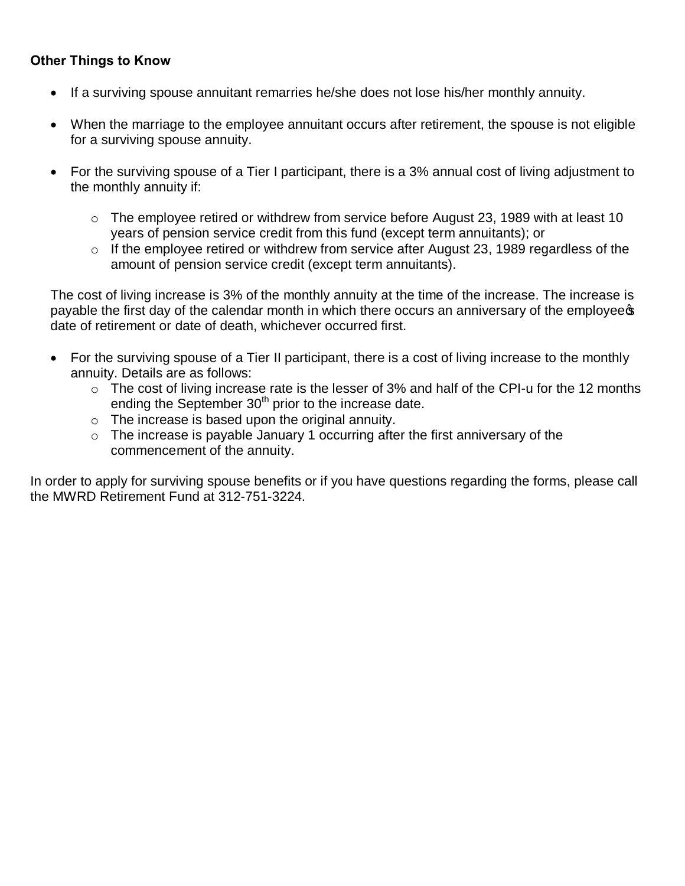**Other Things to Know**

- If a surviving spouse annuitant remarries he/she does not lose his/her monthly annuity.
- When the marriage to the employee annuitant occurs after retirement, the spouse is not eligible for a surviving spouse annuity.
- For the surviving spouse of a Tier I participant, there is a 3% annual cost of living adjustment to the monthly annuity if:
  - The employee retired or withdrew from service before August 23, 1989 with at least 10 years of pension service credit from this fund (except term annuitants); or
  - If the employee retired or withdrew from service after August 23, 1989 regardless of the amount of pension service credit (except term annuitants).

  The cost of living increase is 3% of the monthly annuity at the time of the increase. The increase is payable the first day of the calendar month in which there occurs an anniversary of the employee's date of retirement or date of death, whichever occurred first.

- For the surviving spouse of a Tier II participant, there is a cost of living increase to the monthly annuity. Details are as follows:
  - The cost of living increase rate is the lesser of 3% and half of the CPI-u for the 12 months ending the September 30th prior to the increase date.
  - The increase is based upon the original annuity.
  - The increase is payable January 1 occurring after the first anniversary of the commencement of the annuity.

In order to apply for surviving spouse benefits or if you have questions regarding the forms, please call the MWRD Retirement Fund at 312-751-3224.